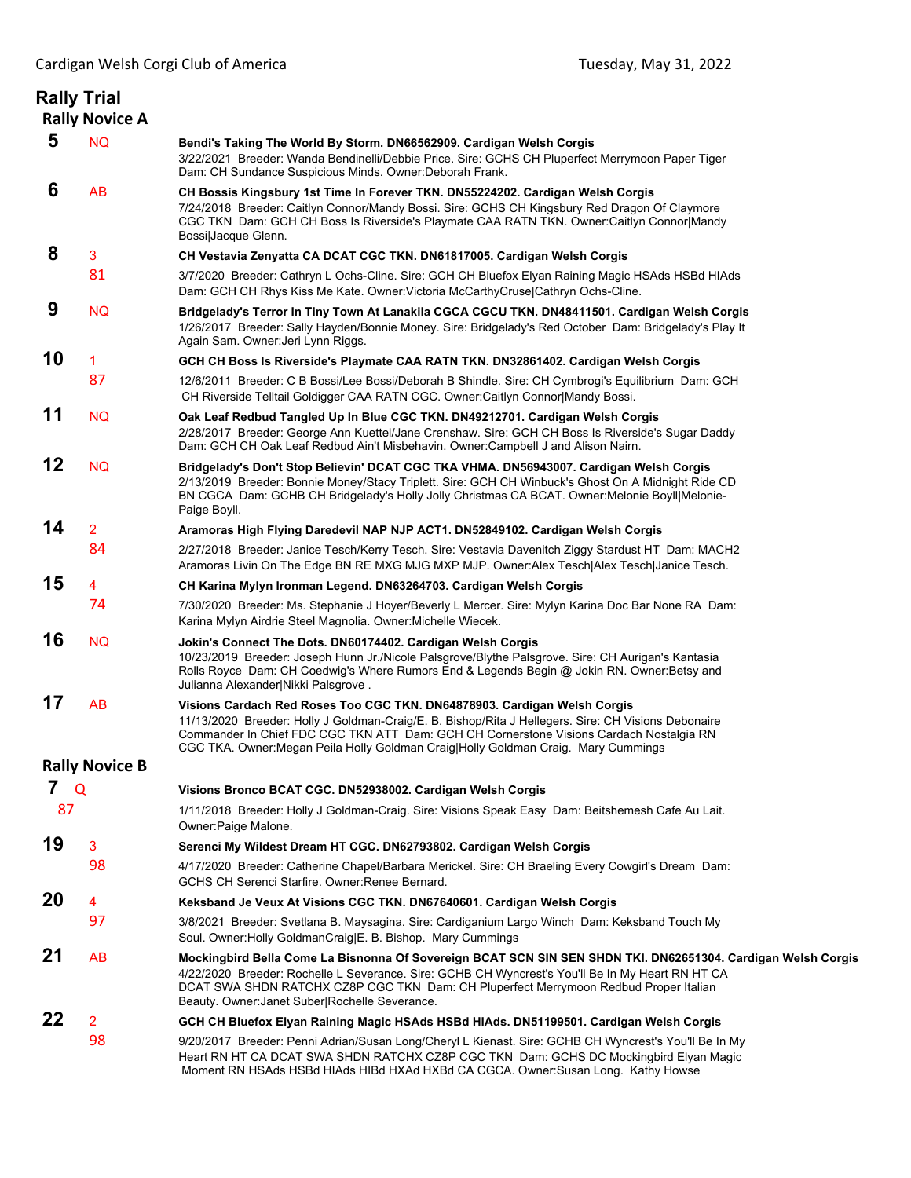# Rally Trial

## Rally Novice A

**5** NQ **Bendi's Taking The World By Storm. DN66562909. Cardigan Welsh Corgis**
3/22/2021 Breeder: Wanda Bendinelli/Debbie Price. Sire: GCHS CH Pluperfect Merrymoon Paper Tiger Dam: CH Sundance Suspicious Minds. Owner:Deborah Frank.

**6** AB **CH Bossis Kingsbury 1st Time In Forever TKN. DN55224202. Cardigan Welsh Corgis**
7/24/2018 Breeder: Caitlyn Connor/Mandy Bossi. Sire: GCHS CH Kingsbury Red Dragon Of Claymore CGC TKN Dam: GCH CH Boss Is Riverside's Playmate CAA RATN TKN. Owner:Caitlyn Connor|Mandy Bossi|Jacque Glenn.

**8** 3 81 **CH Vestavia Zenyatta CA DCAT CGC TKN. DN61817005. Cardigan Welsh Corgis**
3/7/2020 Breeder: Cathryn L Ochs-Cline. Sire: GCH CH Bluefox Elyan Raining Magic HSAds HSBd HIAds Dam: GCH CH Rhys Kiss Me Kate. Owner:Victoria McCarthyCruse|Cathryn Ochs-Cline.

**9** NQ **Bridgelady's Terror In Tiny Town At Lanakila CGCA CGCU TKN. DN48411501. Cardigan Welsh Corgis**
1/26/2017 Breeder: Sally Hayden/Bonnie Money. Sire: Bridgelady's Red October Dam: Bridgelady's Play It Again Sam. Owner:Jeri Lynn Riggs.

**10** 1 87 **GCH CH Boss Is Riverside's Playmate CAA RATN TKN. DN32861402. Cardigan Welsh Corgis**
12/6/2011 Breeder: C B Bossi/Lee Bossi/Deborah B Shindle. Sire: CH Cymbrogi's Equilibrium Dam: GCH CH Riverside Telltail Goldigger CAA RATN CGC. Owner:Caitlyn Connor|Mandy Bossi.

**11** NQ **Oak Leaf Redbud Tangled Up In Blue CGC TKN. DN49212701. Cardigan Welsh Corgis**
2/28/2017 Breeder: George Ann Kuettel/Jane Crenshaw. Sire: GCH CH Boss Is Riverside's Sugar Daddy Dam: GCH CH Oak Leaf Redbud Ain't Misbehavin. Owner:Campbell J and Alison Nairn.

**12** NQ **Bridgelady's Don't Stop Believin' DCAT CGC TKA VHMA. DN56943007. Cardigan Welsh Corgis**
2/13/2019 Breeder: Bonnie Money/Stacy Triplett. Sire: GCH CH Winbuck's Ghost On A Midnight Ride CD BN CGCA Dam: GCHB CH Bridgelady's Holly Jolly Christmas CA BCAT. Owner:Melonie Boyll|Melonie-Paige Boyll.

**14** 2 84 **Aramoras High Flying Daredevil NAP NJP ACT1. DN52849102. Cardigan Welsh Corgis**
2/27/2018 Breeder: Janice Tesch/Kerry Tesch. Sire: Vestavia Davenitch Ziggy Stardust HT Dam: MACH2 Aramoras Livin On The Edge BN RE MXG MJG MXP MJP. Owner:Alex Tesch|Alex Tesch|Janice Tesch.

**15** 4 74 **CH Karina Mylyn Ironman Legend. DN63264703. Cardigan Welsh Corgis**
7/30/2020 Breeder: Ms. Stephanie J Hoyer/Beverly L Mercer. Sire: Mylyn Karina Doc Bar None RA Dam: Karina Mylyn Airdrie Steel Magnolia. Owner:Michelle Wiecek.

**16** NQ **Jokin's Connect The Dots. DN60174402. Cardigan Welsh Corgis**
10/23/2019 Breeder: Joseph Hunn Jr./Nicole Palsgrove/Blythe Palsgrove. Sire: CH Aurigan's Kantasia Rolls Royce Dam: CH Coedwig's Where Rumors End & Legends Begin @ Jokin RN. Owner:Betsy and Julianna Alexander|Nikki Palsgrove .

**17** AB **Visions Cardach Red Roses Too CGC TKN. DN64878903. Cardigan Welsh Corgis**
11/13/2020 Breeder: Holly J Goldman-Craig/E. B. Bishop/Rita J Hellegers. Sire: CH Visions Debonaire Commander In Chief FDC CGC TKN ATT Dam: GCH CH Cornerstone Visions Cardach Nostalgia RN CGC TKA. Owner:Megan Peila Holly Goldman Craig|Holly Goldman Craig. Mary Cummings

## Rally Novice B

**7** Q 87 **Visions Bronco BCAT CGC. DN52938002. Cardigan Welsh Corgis**
1/11/2018 Breeder: Holly J Goldman-Craig. Sire: Visions Speak Easy Dam: Beitshemesh Cafe Au Lait. Owner:Paige Malone.

**19** 3 98 **Serenci My Wildest Dream HT CGC. DN62793802. Cardigan Welsh Corgis**
4/17/2020 Breeder: Catherine Chapel/Barbara Merickel. Sire: CH Braeling Every Cowgirl's Dream Dam: GCHS CH Serenci Starfire. Owner:Renee Bernard.

**20** 4 97 **Keksband Je Veux At Visions CGC TKN. DN67640601. Cardigan Welsh Corgis**
3/8/2021 Breeder: Svetlana B. Maysagina. Sire: Cardiganium Largo Winch Dam: Keksband Touch My Soul. Owner:Holly GoldmanCraig|E. B. Bishop. Mary Cummings

**21** AB **Mockingbird Bella Come La Bisnonna Of Sovereign BCAT SCN SIN SEN SHDN TKI. DN62651304. Cardigan Welsh Corgis**
4/22/2020 Breeder: Rochelle L Severance. Sire: GCHB CH Wyncrest's You'll Be In My Heart RN HT CA DCAT SWA SHDN RATCHX CZ8P CGC TKN Dam: CH Pluperfect Merrymoon Redbud Proper Italian Beauty. Owner:Janet Suber|Rochelle Severance.

**22** 2 98 **GCH CH Bluefox Elyan Raining Magic HSAds HSBd HIAds. DN51199501. Cardigan Welsh Corgis**
9/20/2017 Breeder: Penni Adrian/Susan Long/Cheryl L Kienast. Sire: GCHB CH Wyncrest's You'll Be In My Heart RN HT CA DCAT SWA SHDN RATCHX CZ8P CGC TKN Dam: GCHS DC Mockingbird Elyan Magic Moment RN HSAds HSBd HIAds HIBd HXAd HXBd CA CGCA. Owner:Susan Long. Kathy Howse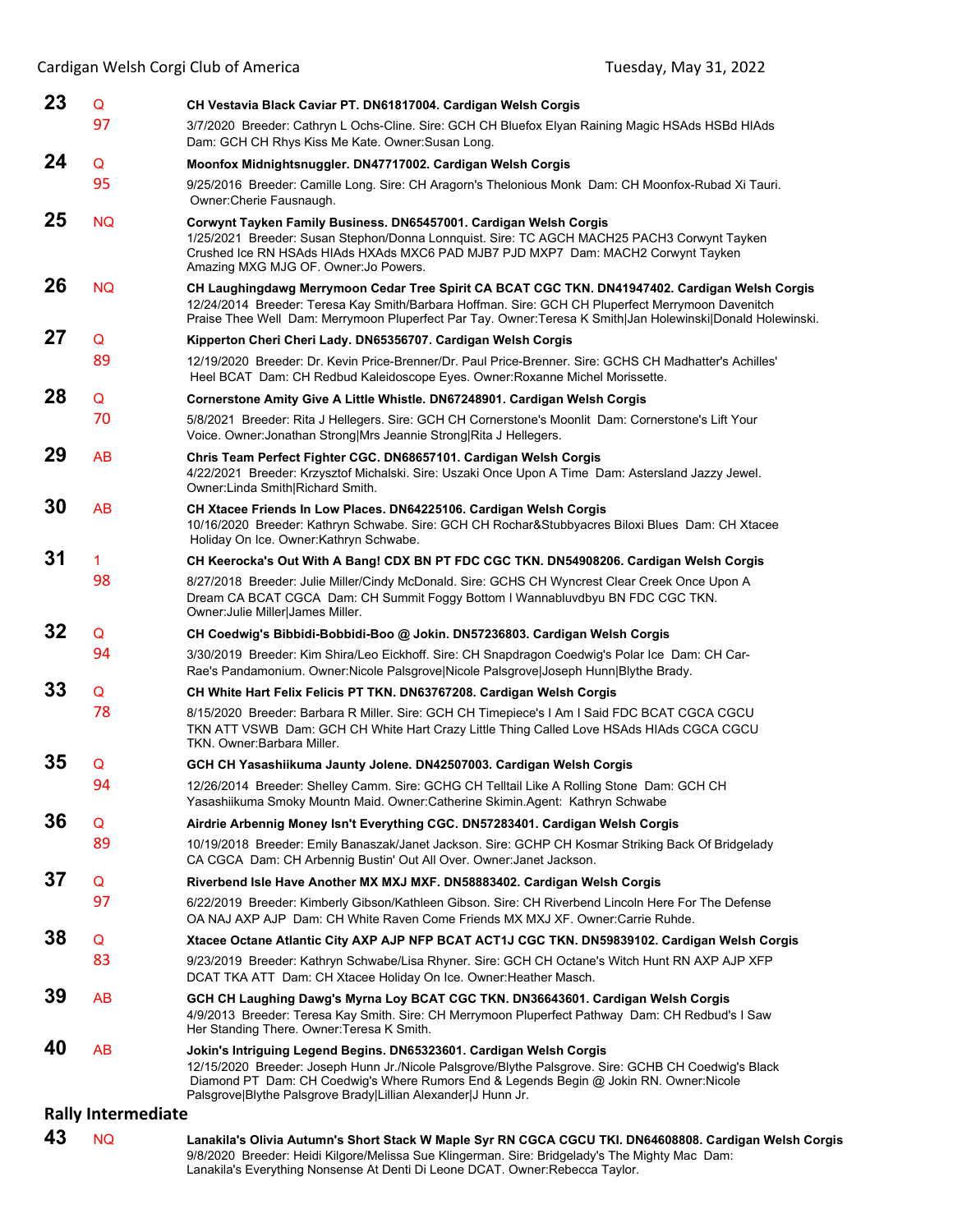**23** Q 97 **CH Vestavia Black Caviar PT. DN61817004. Cardigan Welsh Corgis**
3/7/2020 Breeder: Cathryn L Ochs-Cline. Sire: GCH CH Bluefox Elyan Raining Magic HSAds HSBd HIAds Dam: GCH CH Rhys Kiss Me Kate. Owner:Susan Long.

**24** Q 95 **Moonfox Midnightsnuggler. DN47717002. Cardigan Welsh Corgis**
9/25/2016 Breeder: Camille Long. Sire: CH Aragorn's Thelonious Monk Dam: CH Moonfox-Rubad Xi Tauri. Owner:Cherie Fausnaugh.

**25** NQ **Corwynt Tayken Family Business. DN65457001. Cardigan Welsh Corgis**
1/25/2021 Breeder: Susan Stephon/Donna Lonnquist. Sire: TC AGCH MACH25 PACH3 Corwynt Tayken Crushed Ice RN HSAds HIAds HXAds MXC6 PAD MJB7 PJD MXP7 Dam: MACH2 Corwynt Tayken Amazing MXG MJG OF. Owner:Jo Powers.

**26** NQ **CH Laughingdawg Merrymoon Cedar Tree Spirit CA BCAT CGC TKN. DN41947402. Cardigan Welsh Corgis**
12/24/2014 Breeder: Teresa Kay Smith/Barbara Hoffman. Sire: GCH CH Pluperfect Merrymoon Davenitch Praise Thee Well Dam: Merrymoon Pluperfect Par Tay. Owner:Teresa K Smith|Jan Holewinski|Donald Holewinski.

**27** Q 89 **Kipperton Cheri Cheri Lady. DN65356707. Cardigan Welsh Corgis**
12/19/2020 Breeder: Dr. Kevin Price-Brenner/Dr. Paul Price-Brenner. Sire: GCHS CH Madhatter's Achilles' Heel BCAT Dam: CH Redbud Kaleidoscope Eyes. Owner:Roxanne Michel Morissette.

**28** Q 70 **Cornerstone Amity Give A Little Whistle. DN67248901. Cardigan Welsh Corgis**
5/8/2021 Breeder: Rita J Hellegers. Sire: GCH CH Cornerstone's Moonlit Dam: Cornerstone's Lift Your Voice. Owner:Jonathan Strong|Mrs Jeannie Strong|Rita J Hellegers.

**29** AB **Chris Team Perfect Fighter CGC. DN68657101. Cardigan Welsh Corgis**
4/22/2021 Breeder: Krzysztof Michalski. Sire: Uszaki Once Upon A Time Dam: Astersland Jazzy Jewel. Owner:Linda Smith|Richard Smith.

**30** AB **CH Xtacee Friends In Low Places. DN64225106. Cardigan Welsh Corgis**
10/16/2020 Breeder: Kathryn Schwabe. Sire: GCH CH Rochar&Stubbyacres Biloxi Blues Dam: CH Xtacee Holiday On Ice. Owner:Kathryn Schwabe.

**31** 1 98 **CH Keerocka's Out With A Bang! CDX BN PT FDC CGC TKN. DN54908206. Cardigan Welsh Corgis**
8/27/2018 Breeder: Julie Miller/Cindy McDonald. Sire: GCHS CH Wyncrest Clear Creek Once Upon A Dream CA BCAT CGCA Dam: CH Summit Foggy Bottom I Wannabluvdbyu BN FDC CGC TKN. Owner:Julie Miller|James Miller.

**32** Q 94 **CH Coedwig's Bibbidi-Bobbidi-Boo @ Jokin. DN57236803. Cardigan Welsh Corgis**
3/30/2019 Breeder: Kim Shira/Leo Eickhoff. Sire: CH Snapdragon Coedwig's Polar Ice Dam: CH Car-Rae's Pandamonium. Owner:Nicole Palsgrove|Nicole Palsgrove|Joseph Hunn|Blythe Brady.

**33** Q 78 **CH White Hart Felix Felicis PT TKN. DN63767208. Cardigan Welsh Corgis**
8/15/2020 Breeder: Barbara R Miller. Sire: GCH CH Timepiece's I Am I Said FDC BCAT CGCA CGCU TKN ATT VSWB Dam: GCH CH White Hart Crazy Little Thing Called Love HSAds HIAds CGCA CGCU TKN. Owner:Barbara Miller.

**35** Q 94 **GCH CH Yasashiikuma Jaunty Jolene. DN42507003. Cardigan Welsh Corgis**
12/26/2014 Breeder: Shelley Camm. Sire: GCHG CH Telltail Like A Rolling Stone Dam: GCH CH Yasashiikuma Smoky Mountn Maid. Owner:Catherine Skimin.Agent: Kathryn Schwabe

**36** Q 89 **Airdrie Arbennig Money Isn't Everything CGC. DN57283401. Cardigan Welsh Corgis**
10/19/2018 Breeder: Emily Banaszak/Janet Jackson. Sire: GCHP CH Kosmar Striking Back Of Bridgelady CA CGCA Dam: CH Arbennig Bustin' Out All Over. Owner:Janet Jackson.

**37** Q 97 **Riverbend Isle Have Another MX MXJ MXF. DN58883402. Cardigan Welsh Corgis**
6/22/2019 Breeder: Kimberly Gibson/Kathleen Gibson. Sire: CH Riverbend Lincoln Here For The Defense OA NAJ AXP AJP Dam: CH White Raven Come Friends MX MXJ XF. Owner:Carrie Ruhde.

**38** Q 83 **Xtacee Octane Atlantic City AXP AJP NFP BCAT ACT1J CGC TKN. DN59839102. Cardigan Welsh Corgis**
9/23/2019 Breeder: Kathryn Schwabe/Lisa Rhyner. Sire: GCH CH Octane's Witch Hunt RN AXP AJP XFP DCAT TKA ATT Dam: CH Xtacee Holiday On Ice. Owner:Heather Masch.

**39** AB **GCH CH Laughing Dawg's Myrna Loy BCAT CGC TKN. DN36643601. Cardigan Welsh Corgis**
4/9/2013 Breeder: Teresa Kay Smith. Sire: CH Merrymoon Pluperfect Pathway Dam: CH Redbud's I Saw Her Standing There. Owner:Teresa K Smith.

**40** AB **Jokin's Intriguing Legend Begins. DN65323601. Cardigan Welsh Corgis**
12/15/2020 Breeder: Joseph Hunn Jr./Nicole Palsgrove/Blythe Palsgrove. Sire: GCHB CH Coedwig's Black Diamond PT Dam: CH Coedwig's Where Rumors End & Legends Begin @ Jokin RN. Owner:Nicole Palsgrove|Blythe Palsgrove Brady|Lillian Alexander|J Hunn Jr.

## Rally Intermediate

**43** NQ **Lanakila's Olivia Autumn's Short Stack W Maple Syr RN CGCA CGCU TKI. DN64608808. Cardigan Welsh Corgis**
9/8/2020 Breeder: Heidi Kilgore/Melissa Sue Klingerman. Sire: Bridgelady's The Mighty Mac Dam: Lanakila's Everything Nonsense At Denti Di Leone DCAT. Owner:Rebecca Taylor.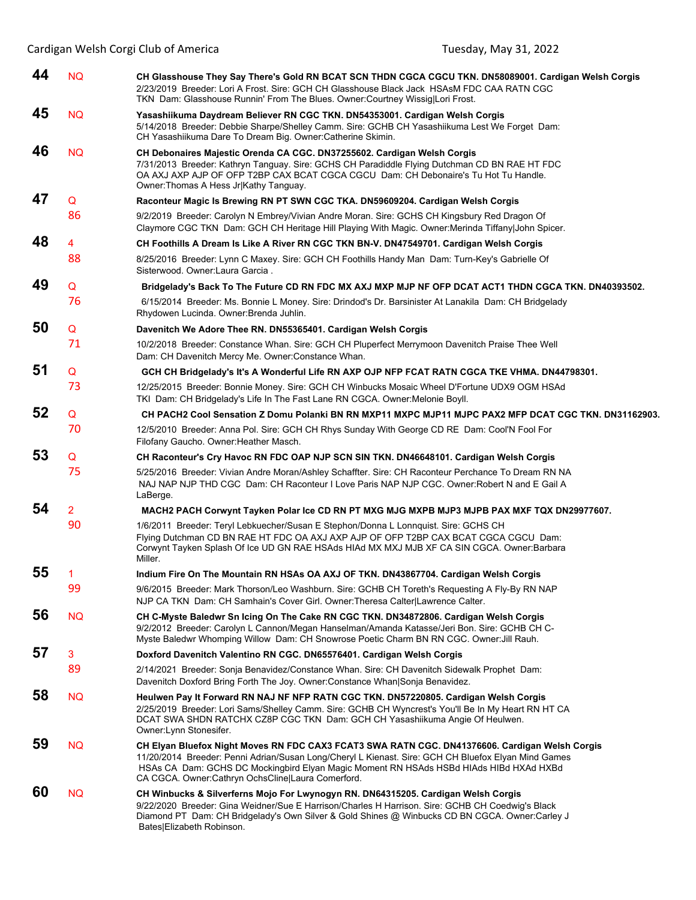**44** NQ **CH Glasshouse They Say There's Gold RN BCAT SCN THDN CGCA CGCU TKN. DN58089001. Cardigan Welsh Corgis**
2/23/2019 Breeder: Lori A Frost. Sire: GCH CH Glasshouse Black Jack HSAsM FDC CAA RATN CGC TKN Dam: Glasshouse Runnin' From The Blues. Owner:Courtney Wissig|Lori Frost.

**45** NQ **Yasashiikuma Daydream Believer RN CGC TKN. DN54353001. Cardigan Welsh Corgis**
5/14/2018 Breeder: Debbie Sharpe/Shelley Camm. Sire: GCHB CH Yasashiikuma Lest We Forget Dam: CH Yasashiikuma Dare To Dream Big. Owner:Catherine Skimin.

**46** NQ **CH Debonaires Majestic Orenda CA CGC. DN37255602. Cardigan Welsh Corgis**
7/31/2013 Breeder: Kathryn Tanguay. Sire: GCHS CH Paradiddle Flying Dutchman CD BN RAE HT FDC OA AXJ AXP AJP OF OFP T2BP CAX BCAT CGCA CGCU Dam: CH Debonaire's Tu Hot Tu Handle. Owner:Thomas A Hess Jr|Kathy Tanguay.

**47** Q 86 **Raconteur Magic Is Brewing RN PT SWN CGC TKA. DN59609204. Cardigan Welsh Corgis**
9/2/2019 Breeder: Carolyn N Embrey/Vivian Andre Moran. Sire: GCHS CH Kingsbury Red Dragon Of Claymore CGC TKN Dam: GCH CH Heritage Hill Playing With Magic. Owner:Merinda Tiffany|John Spicer.

**48** 4 88 **CH Foothills A Dream Is Like A River RN CGC TKN BN-V. DN47549701. Cardigan Welsh Corgis**
8/25/2016 Breeder: Lynn C Maxey. Sire: GCH CH Foothills Handy Man Dam: Turn-Key's Gabrielle Of Sisterwood. Owner:Laura Garcia .

**49** Q 76 **Bridgelady's Back To The Future CD RN FDC MX AXJ MXP MJP NF OFP DCAT ACT1 THDN CGCA TKN. DN40393502.**
6/15/2014 Breeder: Ms. Bonnie L Money. Sire: Drindod's Dr. Barsinister At Lanakila Dam: CH Bridgelady Rhydowen Lucinda. Owner:Brenda Juhlin.

**50** Q 71 **Davenitch We Adore Thee RN. DN55365401. Cardigan Welsh Corgis**
10/2/2018 Breeder: Constance Whan. Sire: GCH CH Pluperfect Merrymoon Davenitch Praise Thee Well Dam: CH Davenitch Mercy Me. Owner:Constance Whan.

**51** Q 73 **GCH CH Bridgelady's It's A Wonderful Life RN AXP OJP NFP FCAT RATN CGCA TKE VHMA. DN44798301.**
12/25/2015 Breeder: Bonnie Money. Sire: GCH CH Winbucks Mosaic Wheel D'Fortune UDX9 OGM HSAd TKI Dam: CH Bridgelady's Life In The Fast Lane RN CGCA. Owner:Melonie Boyll.

**52** Q 70 **CH PACH2 Cool Sensation Z Domu Polanki BN RN MXP11 MXPC MJP11 MJPC PAX2 MFP DCAT CGC TKN. DN31162903.**
12/5/2010 Breeder: Anna Pol. Sire: GCH CH Rhys Sunday With George CD RE Dam: Cool'N Fool For Filofany Gaucho. Owner:Heather Masch.

**53** Q 75 **CH Raconteur's Cry Havoc RN FDC OAP NJP SCN SIN TKN. DN46648101. Cardigan Welsh Corgis**
5/25/2016 Breeder: Vivian Andre Moran/Ashley Schaffter. Sire: CH Raconteur Perchance To Dream RN NA NAJ NAP NJP THD CGC Dam: CH Raconteur I Love Paris NAP NJP CGC. Owner:Robert N and E Gail A LaBerge.

**54** 2 90 **MACH2 PACH Corwynt Tayken Polar Ice CD RN PT MXG MJG MXPB MJP3 MJPB PAX MXF TQX DN29977607.**
1/6/2011 Breeder: Teryl Lebkuecher/Susan E Stephon/Donna L Lonnquist. Sire: GCHS CH Flying Dutchman CD BN RAE HT FDC OA AXJ AXP AJP OF OFP T2BP CAX BCAT CGCA CGCU Dam: Corwynt Tayken Splash Of Ice UD GN RAE HSAds HIAd MX MXJ MJB XF CA SIN CGCA. Owner:Barbara Miller.

**55** 1 99 **Indium Fire On The Mountain RN HSAs OA AXJ OF TKN. DN43867704. Cardigan Welsh Corgis**
9/6/2015 Breeder: Mark Thorson/Leo Washburn. Sire: GCHB CH Toreth's Requesting A Fly-By RN NAP NJP CA TKN Dam: CH Samhain's Cover Girl. Owner:Theresa Calter|Lawrence Calter.

**56** NQ **CH C-Myste Baledwr Sn Icing On The Cake RN CGC TKN. DN34872806. Cardigan Welsh Corgis**
9/2/2012 Breeder: Carolyn L Cannon/Megan Hanselman/Amanda Katasse/Jeri Bon. Sire: GCHB CH C-Myste Baledwr Whomping Willow Dam: CH Snowrose Poetic Charm BN RN CGC. Owner:Jill Rauh.

**57** 3 89 **Doxford Davenitch Valentino RN CGC. DN65576401. Cardigan Welsh Corgis**
2/14/2021 Breeder: Sonja Benavidez/Constance Whan. Sire: CH Davenitch Sidewalk Prophet Dam: Davenitch Doxford Bring Forth The Joy. Owner:Constance Whan|Sonja Benavidez.

**58** NQ **Heulwen Pay It Forward RN NAJ NF NFP RATN CGC TKN. DN57220805. Cardigan Welsh Corgis**
2/25/2019 Breeder: Lori Sams/Shelley Camm. Sire: GCHB CH Wyncrest's You'll Be In My Heart RN HT CA DCAT SWA SHDN RATCHX CZ8P CGC TKN Dam: GCH CH Yasashiikuma Angie Of Heulwen. Owner:Lynn Stonesifer.

**59** NQ **CH Elyan Bluefox Night Moves RN FDC CAX3 FCAT3 SWA RATN CGC. DN41376606. Cardigan Welsh Corgis**
11/20/2014 Breeder: Penni Adrian/Susan Long/Cheryl L Kienast. Sire: GCH CH Bluefox Elyan Mind Games HSAs CA Dam: GCHS DC Mockingbird Elyan Magic Moment RN HSAds HSBd HIAds HIBd HXAd HXBd CA CGCA. Owner:Cathryn OchsCline|Laura Comerford.

**60** NQ **CH Winbucks & Silverferns Mojo For Lwynogyn RN. DN64315205. Cardigan Welsh Corgis**
9/22/2020 Breeder: Gina Weidner/Sue E Harrison/Charles H Harrison. Sire: GCHB CH Coedwig's Black Diamond PT Dam: CH Bridgelady's Own Silver & Gold Shines @ Winbucks CD BN CGCA. Owner:Carley J Bates|Elizabeth Robinson.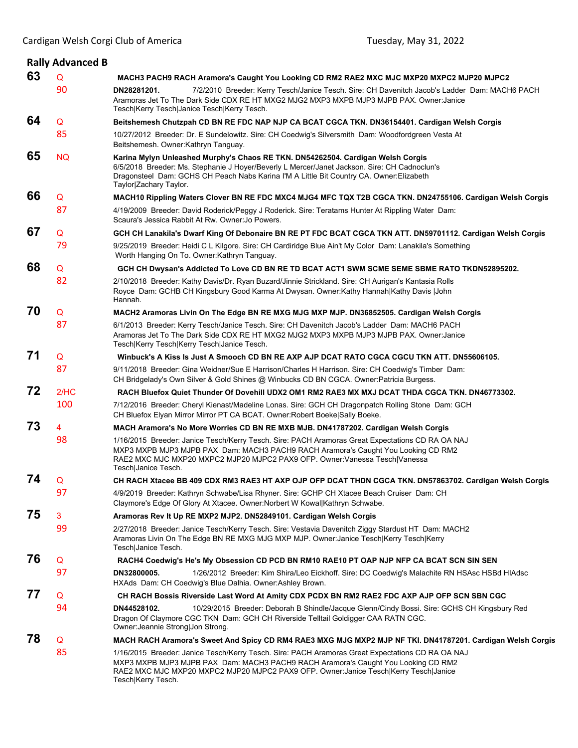## Rally Advanced B

**63** Q 90 **MACH3 PACH9 RACH Aramora's Caught You Looking CD RM2 RAE2 MXC MJC MXP20 MXPC2 MJP20 MJPC2 DN28281201.** 7/2/2010 Breeder: Kerry Tesch/Janice Tesch. Sire: CH Davenitch Jacob's Ladder Dam: MACH6 PACH Aramoras Jet To The Dark Side CDX RE HT MXG2 MJG2 MXP3 MXPB MJP3 MJPB PAX. Owner:Janice Tesch|Kerry Tesch|Janice Tesch|Kerry Tesch.

**64** Q 85 **Beitshemesh Chutzpah CD BN RE FDC NAP NJP CA BCAT CGCA TKN. DN36154401. Cardigan Welsh Corgis** 10/27/2012 Breeder: Dr. E Sundelowitz. Sire: CH Coedwig's Silversmith Dam: Woodfordgreen Vesta At Beitshemesh. Owner:Kathryn Tanguay.

**65** NQ **Karina Mylyn Unleashed Murphy's Chaos RE TKN. DN54262504. Cardigan Welsh Corgis** 6/5/2018 Breeder: Ms. Stephanie J Hoyer/Beverly L Mercer/Janet Jackson. Sire: CH Cadnoclun's Dragonsteel Dam: GCHS CH Peach Nabs Karina I'M A Little Bit Country CA. Owner:Elizabeth Taylor|Zachary Taylor.

**66** Q 87 **MACH10 Rippling Waters Clover BN RE FDC MXC4 MJG4 MFC TQX T2B CGCA TKN. DN24755106. Cardigan Welsh Corgis** 4/19/2009 Breeder: David Roderick/Peggy J Roderick. Sire: Teratams Hunter At Rippling Water Dam: Scaura's Jessica Rabbit At Rw. Owner:Jo Powers.

**67** Q 79 **GCH CH Lanakila's Dwarf King Of Debonaire BN RE PT FDC BCAT CGCA TKN ATT. DN59701112. Cardigan Welsh Corgis** 9/25/2019 Breeder: Heidi C L Kilgore. Sire: CH Cardiridge Blue Ain't My Color Dam: Lanakila's Something Worth Hanging On To. Owner:Kathryn Tanguay.

**68** Q 82 **GCH CH Dwysan's Addicted To Love CD BN RE TD BCAT ACT1 SWM SCME SEME SBME RATO TKDN52895202.** 2/10/2018 Breeder: Kathy Davis/Dr. Ryan Buzard/Jinnie Strickland. Sire: CH Aurigan's Kantasia Rolls Royce Dam: GCHB CH Kingsbury Good Karma At Dwysan. Owner:Kathy Hannah|Kathy Davis |John Hannah.

**70** Q 87 **MACH2 Aramoras Livin On The Edge BN RE MXG MJG MXP MJP. DN36852505. Cardigan Welsh Corgis** 6/1/2013 Breeder: Kerry Tesch/Janice Tesch. Sire: CH Davenitch Jacob's Ladder Dam: MACH6 PACH Aramoras Jet To The Dark Side CDX RE HT MXG2 MJG2 MXP3 MXPB MJP3 MJPB PAX. Owner:Janice Tesch|Kerry Tesch|Kerry Tesch|Janice Tesch.

**71** Q 87 **Winbuck's A Kiss Is Just A Smooch CD BN RE AXP AJP DCAT RATO CGCA CGCU TKN ATT. DN55606105.** 9/11/2018 Breeder: Gina Weidner/Sue E Harrison/Charles H Harrison. Sire: CH Coedwig's Timber Dam: CH Bridgelady's Own Silver & Gold Shines @ Winbucks CD BN CGCA. Owner:Patricia Burgess.

**72** 2/HC 100 **RACH Bluefox Quiet Thunder Of Dovehill UDX2 OM1 RM2 RAE3 MX MXJ DCAT THDA CGCA TKN. DN46773302.** 7/12/2016 Breeder: Cheryl Kienast/Madeline Lonas. Sire: GCH CH Dragonpatch Rolling Stone Dam: GCH CH Bluefox Elyan Mirror Mirror PT CA BCAT. Owner:Robert Boeke|Sally Boeke.

**73** 4 98 **MACH Aramora's No More Worries CD BN RE MXB MJB. DN41787202. Cardigan Welsh Corgis** 1/16/2015 Breeder: Janice Tesch/Kerry Tesch. Sire: PACH Aramoras Great Expectations CD RA OA NAJ MXP3 MXPB MJP3 MJPB PAX Dam: MACH3 PACH9 RACH Aramora's Caught You Looking CD RM2 RAE2 MXC MJC MXP20 MXPC2 MJP20 MJPC2 PAX9 OFP. Owner:Vanessa Tesch|Vanessa Tesch|Janice Tesch.

**74** Q 97 **CH RACH Xtacee BB 409 CDX RM3 RAE3 HT AXP OJP OFP DCAT THDN CGCA TKN. DN57863702. Cardigan Welsh Corgis** 4/9/2019 Breeder: Kathryn Schwabe/Lisa Rhyner. Sire: GCHP CH Xtacee Beach Cruiser Dam: CH Claymore's Edge Of Glory At Xtacee. Owner:Norbert W Kowal|Kathryn Schwabe.

**75** 3 99 **Aramoras Rev It Up RE MXP2 MJP2. DN52849101. Cardigan Welsh Corgis** 2/27/2018 Breeder: Janice Tesch/Kerry Tesch. Sire: Vestavia Davenitch Ziggy Stardust HT Dam: MACH2 Aramoras Livin On The Edge BN RE MXG MJG MXP MJP. Owner:Janice Tesch|Kerry Tesch|Kerry Tesch|Janice Tesch.

**76** Q 97 **RACH4 Coedwig's He's My Obsession CD PCD BN RM10 RAE10 PT OAP NJP NFP CA BCAT SCN SIN SEN DN32800005.** 1/26/2012 Breeder: Kim Shira/Leo Eickhoff. Sire: DC Coedwig's Malachite RN HSAsc HSBd HIAdsc HXAds Dam: CH Coedwig's Blue Dahlia. Owner:Ashley Brown.

**77** Q 94 **CH RACH Bossis Riverside Last Word At Amity CDX PCDX BN RM2 RAE2 FDC AXP AJP OFP SCN SBN CGC DN44528102.** 10/29/2015 Breeder: Deborah B Shindle/Jacque Glenn/Cindy Bossi. Sire: GCHS CH Kingsbury Red Dragon Of Claymore CGC TKN Dam: GCH CH Riverside Telltail Goldigger CAA RATN CGC. Owner:Jeannie Strong|Jon Strong.

**78** Q 85 **MACH RACH Aramora's Sweet And Spicy CD RM4 RAE3 MXG MJG MXP2 MJP NF TKI. DN41787201. Cardigan Welsh Corgis** 1/16/2015 Breeder: Janice Tesch/Kerry Tesch. Sire: PACH Aramoras Great Expectations CD RA OA NAJ MXP3 MXPB MJP3 MJPB PAX Dam: MACH3 PACH9 RACH Aramora's Caught You Looking CD RM2 RAE2 MXC MJC MXP20 MXPC2 MJP20 MJPC2 PAX9 OFP. Owner:Janice Tesch|Kerry Tesch|Janice Tesch|Kerry Tesch.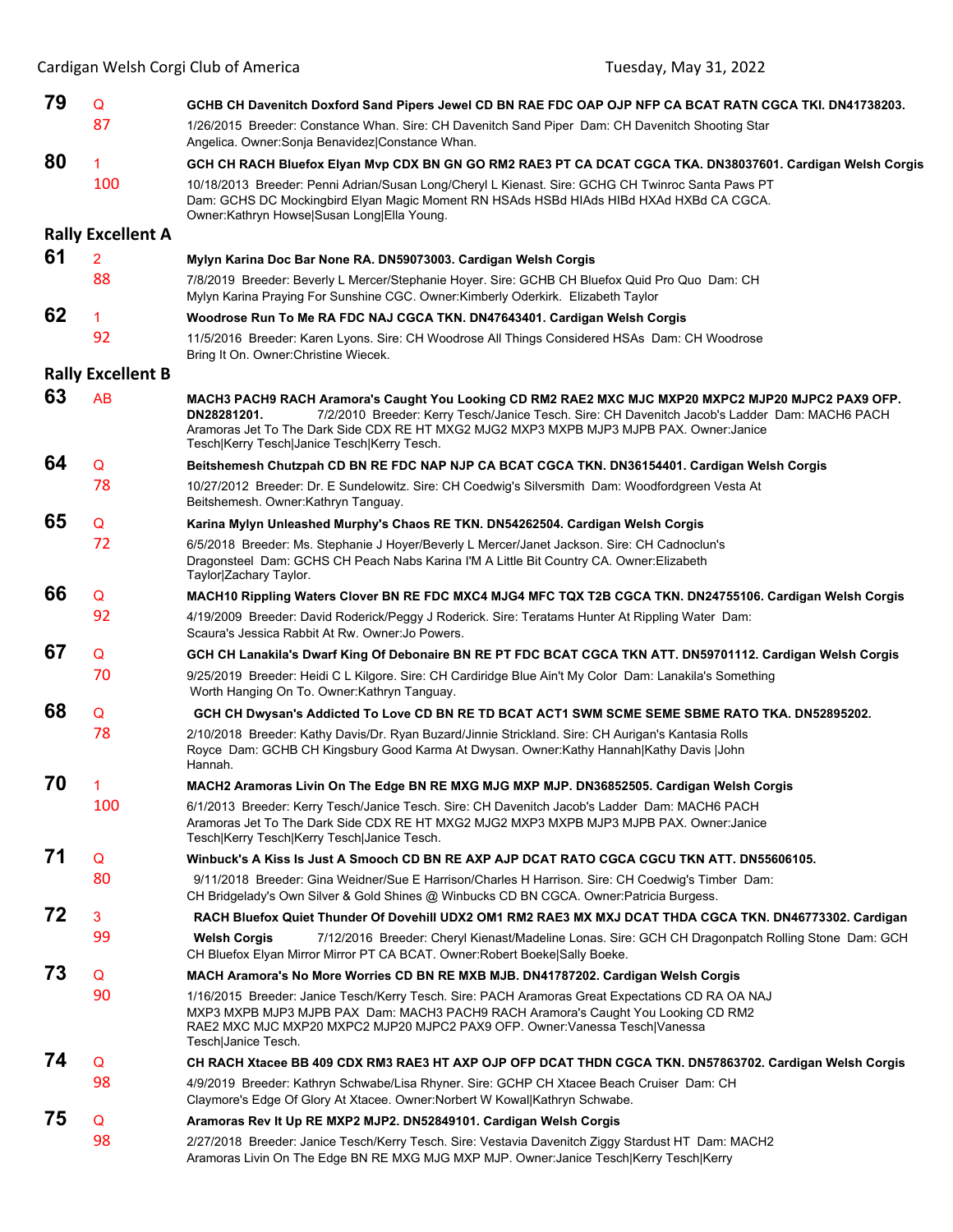**79** Q **GCHB CH Davenitch Doxford Sand Pipers Jewel CD BN RAE FDC OAP OJP NFP CA BCAT RATN CGCA TKI. DN41738203.**
87 1/26/2015 Breeder: Constance Whan. Sire: CH Davenitch Sand Piper Dam: CH Davenitch Shooting Star Angelica. Owner:Sonja Benavidez|Constance Whan.

**80** 1 **GCH CH RACH Bluefox Elyan Mvp CDX BN GN GO RM2 RAE3 PT CA DCAT CGCA TKA. DN38037601. Cardigan Welsh Corgis**
100 10/18/2013 Breeder: Penni Adrian/Susan Long/Cheryl L Kienast. Sire: GCHG CH Twinroc Santa Paws PT Dam: GCHS DC Mockingbird Elyan Magic Moment RN HSAds HSBd HIAds HIBd HXAd HXBd CA CGCA. Owner:Kathryn Howse|Susan Long|Ella Young.

## Rally Excellent A

**61** 2 **Mylyn Karina Doc Bar None RA. DN59073003. Cardigan Welsh Corgis**
88 7/8/2019 Breeder: Beverly L Mercer/Stephanie Hoyer. Sire: GCHB CH Bluefox Quid Pro Quo Dam: CH Mylyn Karina Praying For Sunshine CGC. Owner:Kimberly Oderkirk. Elizabeth Taylor

**62** 1 **Woodrose Run To Me RA FDC NAJ CGCA TKN. DN47643401. Cardigan Welsh Corgis**
92 11/5/2016 Breeder: Karen Lyons. Sire: CH Woodrose All Things Considered HSAs Dam: CH Woodrose Bring It On. Owner:Christine Wiecek.

## Rally Excellent B

**63** AB **MACH3 PACH9 RACH Aramora's Caught You Looking CD RM2 RAE2 MXC MJC MXP20 MXPC2 MJP20 MJPC2 PAX9 OFP. DN28281201.** 7/2/2010 Breeder: Kerry Tesch/Janice Tesch. Sire: CH Davenitch Jacob's Ladder Dam: MACH6 PACH Aramoras Jet To The Dark Side CDX RE HT MXG2 MJG2 MXP3 MXPB MJP3 MJPB PAX. Owner:Janice Tesch|Kerry Tesch|Janice Tesch|Kerry Tesch.

**64** Q **Beitshemesh Chutzpah CD BN RE FDC NAP NJP CA BCAT CGCA TKN. DN36154401. Cardigan Welsh Corgis**
78 10/27/2012 Breeder: Dr. E Sundelowitz. Sire: CH Coedwig's Silversmith Dam: Woodfordgreen Vesta At Beitshemesh. Owner:Kathryn Tanguay.

**65** Q **Karina Mylyn Unleashed Murphy's Chaos RE TKN. DN54262504. Cardigan Welsh Corgis**
72 6/5/2018 Breeder: Ms. Stephanie J Hoyer/Beverly L Mercer/Janet Jackson. Sire: CH Cadnoclun's Dragonsteel Dam: GCHS CH Peach Nabs Karina I'M A Little Bit Country CA. Owner:Elizabeth Taylor|Zachary Taylor.

**66** Q **MACH10 Rippling Waters Clover BN RE FDC MXC4 MJG4 MFC TQX T2B CGCA TKN. DN24755106. Cardigan Welsh Corgis**
92 4/19/2009 Breeder: David Roderick/Peggy J Roderick. Sire: Teratams Hunter At Rippling Water Dam: Scaura's Jessica Rabbit At Rw. Owner:Jo Powers.

**67** Q **GCH CH Lanakila's Dwarf King Of Debonaire BN RE PT FDC BCAT CGCA TKN ATT. DN59701112. Cardigan Welsh Corgis**
70 9/25/2019 Breeder: Heidi C L Kilgore. Sire: CH Cardiridge Blue Ain't My Color Dam: Lanakila's Something Worth Hanging On To. Owner:Kathryn Tanguay.

**68** Q **GCH CH Dwysan's Addicted To Love CD BN RE TD BCAT ACT1 SWM SCME SEME SBME RATO TKA. DN52895202.**
78 2/10/2018 Breeder: Kathy Davis/Dr. Ryan Buzard/Jinnie Strickland. Sire: CH Aurigan's Kantasia Rolls Royce Dam: GCHB CH Kingsbury Good Karma At Dwysan. Owner:Kathy Hannah|Kathy Davis |John Hannah.

**70** 1 **MACH2 Aramoras Livin On The Edge BN RE MXG MJG MXP MJP. DN36852505. Cardigan Welsh Corgis**
100 6/1/2013 Breeder: Kerry Tesch/Janice Tesch. Sire: CH Davenitch Jacob's Ladder Dam: MACH6 PACH Aramoras Jet To The Dark Side CDX RE HT MXG2 MJG2 MXP3 MXPB MJP3 MJPB PAX. Owner:Janice Tesch|Kerry Tesch|Kerry Tesch|Janice Tesch.

**71** Q **Winbuck's A Kiss Is Just A Smooch CD BN RE AXP AJP DCAT RATO CGCA CGCU TKN ATT. DN55606105.**
80 9/11/2018 Breeder: Gina Weidner/Sue E Harrison/Charles H Harrison. Sire: CH Coedwig's Timber Dam: CH Bridgelady's Own Silver & Gold Shines @ Winbucks CD BN CGCA. Owner:Patricia Burgess.

**72** 3 **RACH Bluefox Quiet Thunder Of Dovehill UDX2 OM1 RM2 RAE3 MX MXJ DCAT THDA CGCA TKN. DN46773302. Cardigan Welsh Corgis**
99 7/12/2016 Breeder: Cheryl Kienast/Madeline Lonas. Sire: GCH CH Dragonpatch Rolling Stone Dam: GCH CH Bluefox Elyan Mirror Mirror PT CA BCAT. Owner:Robert Boeke|Sally Boeke.

**73** Q **MACH Aramora's No More Worries CD BN RE MXB MJB. DN41787202. Cardigan Welsh Corgis**
90 1/16/2015 Breeder: Janice Tesch/Kerry Tesch. Sire: PACH Aramoras Great Expectations CD RA OA NAJ MXP3 MXPB MJP3 MJPB PAX Dam: MACH3 PACH9 RACH Aramora's Caught You Looking CD RM2 RAE2 MXC MJC MXP20 MXPC2 MJP20 MJPC2 PAX9 OFP. Owner:Vanessa Tesch|Vanessa Tesch|Janice Tesch.

**74** Q **CH RACH Xtacee BB 409 CDX RM3 RAE3 HT AXP OJP OFP DCAT THDN CGCA TKN. DN57863702. Cardigan Welsh Corgis**
98 4/9/2019 Breeder: Kathryn Schwabe/Lisa Rhyner. Sire: GCHP CH Xtacee Beach Cruiser Dam: CH Claymore's Edge Of Glory At Xtacee. Owner:Norbert W Kowal|Kathryn Schwabe.

**75** Q **Aramoras Rev It Up RE MXP2 MJP2. DN52849101. Cardigan Welsh Corgis**
98 2/27/2018 Breeder: Janice Tesch/Kerry Tesch. Sire: Vestavia Davenitch Ziggy Stardust HT Dam: MACH2 Aramoras Livin On The Edge BN RE MXG MJG MXP MJP. Owner:Janice Tesch|Kerry Tesch|Kerry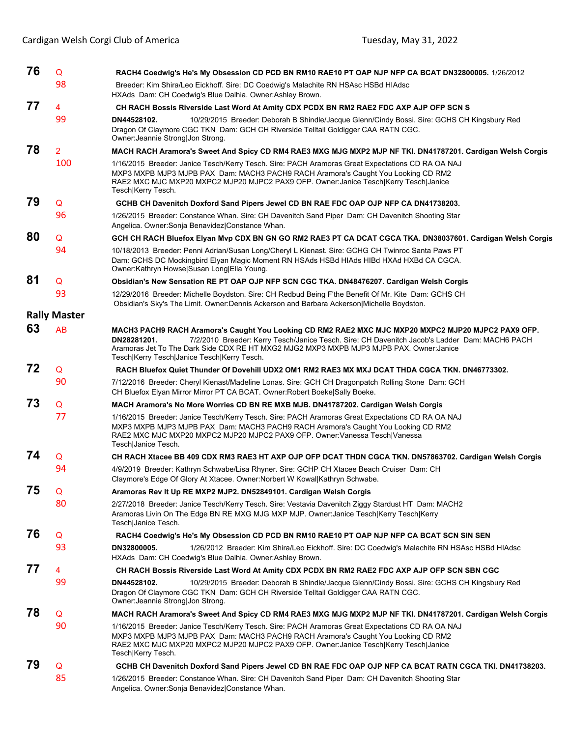**76** Q **RACH4 Coedwig's He's My Obsession CD PCD BN RM10 RAE10 PT OAP NJP NFP CA BCAT DN32800005.** 1/26/2012

98 Breeder: Kim Shira/Leo Eickhoff. Sire: DC Coedwig's Malachite RN HSAsc HSBd HIAdsc HXAds Dam: CH Coedwig's Blue Dalhia. Owner:Ashley Brown.

**77** 4 **CH RACH Bossis Riverside Last Word At Amity CDX PCDX BN RM2 RAE2 FDC AXP AJP OFP SCN S**

99 **DN44528102.** 10/29/2015 Breeder: Deborah B Shindle/Jacque Glenn/Cindy Bossi. Sire: GCHS CH Kingsbury Red Dragon Of Claymore CGC TKN Dam: GCH CH Riverside Telltail Goldigger CAA RATN CGC. Owner:Jeannie Strong|Jon Strong.

**78** 2 **MACH RACH Aramora's Sweet And Spicy CD RM4 RAE3 MXG MJG MXP2 MJP NF TKI. DN41787201. Cardigan Welsh Corgis**

100 1/16/2015 Breeder: Janice Tesch/Kerry Tesch. Sire: PACH Aramoras Great Expectations CD RA OA NAJ MXP3 MXPB MJP3 MJPB PAX Dam: MACH3 PACH9 RACH Aramora's Caught You Looking CD RM2 RAE2 MXC MJC MXP20 MXPC2 MJP20 MJPC2 PAX9 OFP. Owner:Janice Tesch|Kerry Tesch|Janice Tesch|Kerry Tesch.

**79** Q **GCHB CH Davenitch Doxford Sand Pipers Jewel CD BN RAE FDC OAP OJP NFP CA DN41738203.**

96 1/26/2015 Breeder: Constance Whan. Sire: CH Davenitch Sand Piper Dam: CH Davenitch Shooting Star Angelica. Owner:Sonja Benavidez|Constance Whan.

**80** Q **GCH CH RACH Bluefox Elyan Mvp CDX BN GN GO RM2 RAE3 PT CA DCAT CGCA TKA. DN38037601. Cardigan Welsh Corgis**

94 10/18/2013 Breeder: Penni Adrian/Susan Long/Cheryl L Kienast. Sire: GCHG CH Twinroc Santa Paws PT Dam: GCHS DC Mockingbird Elyan Magic Moment RN HSAds HSBd HIAds HIBd HXAd HXBd CA CGCA. Owner:Kathryn Howse|Susan Long|Ella Young.

**81** Q **Obsidian's New Sensation RE PT OAP OJP NFP SCN CGC TKA. DN48476207. Cardigan Welsh Corgis**

93 12/29/2016 Breeder: Michelle Boydston. Sire: CH Redbud Being F'the Benefit Of Mr. Kite Dam: GCHS CH Obsidian's Sky's The Limit. Owner:Dennis Ackerson and Barbara Ackerson|Michelle Boydston.

## Rally Master

**63** AB **MACH3 PACH9 RACH Aramora's Caught You Looking CD RM2 RAE2 MXC MJC MXP20 MXPC2 MJP20 MJPC2 PAX9 OFP. DN28281201.** 7/2/2010 Breeder: Kerry Tesch/Janice Tesch. Sire: CH Davenitch Jacob's Ladder Dam: MACH6 PACH Aramoras Jet To The Dark Side CDX RE HT MXG2 MJG2 MXP3 MXPB MJP3 MJPB PAX. Owner:Janice Tesch|Kerry Tesch|Janice Tesch|Kerry Tesch.

**72** Q **RACH Bluefox Quiet Thunder Of Dovehill UDX2 OM1 RM2 RAE3 MX MXJ DCAT THDA CGCA TKN. DN46773302.**

90 7/12/2016 Breeder: Cheryl Kienast/Madeline Lonas. Sire: GCH CH Dragonpatch Rolling Stone Dam: GCH CH Bluefox Elyan Mirror Mirror PT CA BCAT. Owner:Robert Boeke|Sally Boeke.

**73** Q **MACH Aramora's No More Worries CD BN RE MXB MJB. DN41787202. Cardigan Welsh Corgis**

77 1/16/2015 Breeder: Janice Tesch/Kerry Tesch. Sire: PACH Aramoras Great Expectations CD RA OA NAJ MXP3 MXPB MJP3 MJPB PAX Dam: MACH3 PACH9 RACH Aramora's Caught You Looking CD RM2 RAE2 MXC MJC MXP20 MXPC2 MJP20 MJPC2 PAX9 OFP. Owner:Vanessa Tesch|Vanessa Tesch|Janice Tesch.

**74** Q **CH RACH Xtacee BB 409 CDX RM3 RAE3 HT AXP OJP OFP DCAT THDN CGCA TKN. DN57863702. Cardigan Welsh Corgis**

94 4/9/2019 Breeder: Kathryn Schwabe/Lisa Rhyner. Sire: GCHP CH Xtacee Beach Cruiser Dam: CH Claymore's Edge Of Glory At Xtacee. Owner:Norbert W Kowal|Kathryn Schwabe.

**75** Q **Aramoras Rev It Up RE MXP2 MJP2. DN52849101. Cardigan Welsh Corgis**

80 2/27/2018 Breeder: Janice Tesch/Kerry Tesch. Sire: Vestavia Davenitch Ziggy Stardust HT Dam: MACH2 Aramoras Livin On The Edge BN RE MXG MJG MXP MJP. Owner:Janice Tesch|Kerry Tesch|Kerry Tesch|Janice Tesch.

**76** Q **RACH4 Coedwig's He's My Obsession CD PCD BN RM10 RAE10 PT OAP NJP NFP CA BCAT SCN SIN SEN**

93 **DN32800005.** 1/26/2012 Breeder: Kim Shira/Leo Eickhoff. Sire: DC Coedwig's Malachite RN HSAsc HSBd HIAdsc HXAds Dam: CH Coedwig's Blue Dalhia. Owner:Ashley Brown.

**77** 4 **CH RACH Bossis Riverside Last Word At Amity CDX PCDX BN RM2 RAE2 FDC AXP AJP OFP SCN SBN CGC**

99 **DN44528102.** 10/29/2015 Breeder: Deborah B Shindle/Jacque Glenn/Cindy Bossi. Sire: GCHS CH Kingsbury Red Dragon Of Claymore CGC TKN Dam: GCH CH Riverside Telltail Goldigger CAA RATN CGC. Owner:Jeannie Strong|Jon Strong.

**78** Q **MACH RACH Aramora's Sweet And Spicy CD RM4 RAE3 MXG MJG MXP2 MJP NF TKI. DN41787201. Cardigan Welsh Corgis**

90 1/16/2015 Breeder: Janice Tesch/Kerry Tesch. Sire: PACH Aramoras Great Expectations CD RA OA NAJ MXP3 MXPB MJP3 MJPB PAX Dam: MACH3 PACH9 RACH Aramora's Caught You Looking CD RM2 RAE2 MXC MJC MXP20 MXPC2 MJP20 MJPC2 PAX9 OFP. Owner:Janice Tesch|Kerry Tesch|Janice Tesch|Kerry Tesch.

**79** Q **GCHB CH Davenitch Doxford Sand Pipers Jewel CD BN RAE FDC OAP OJP NFP CA BCAT RATN CGCA TKI. DN41738203.**

85 1/26/2015 Breeder: Constance Whan. Sire: CH Davenitch Sand Piper Dam: CH Davenitch Shooting Star Angelica. Owner:Sonja Benavidez|Constance Whan.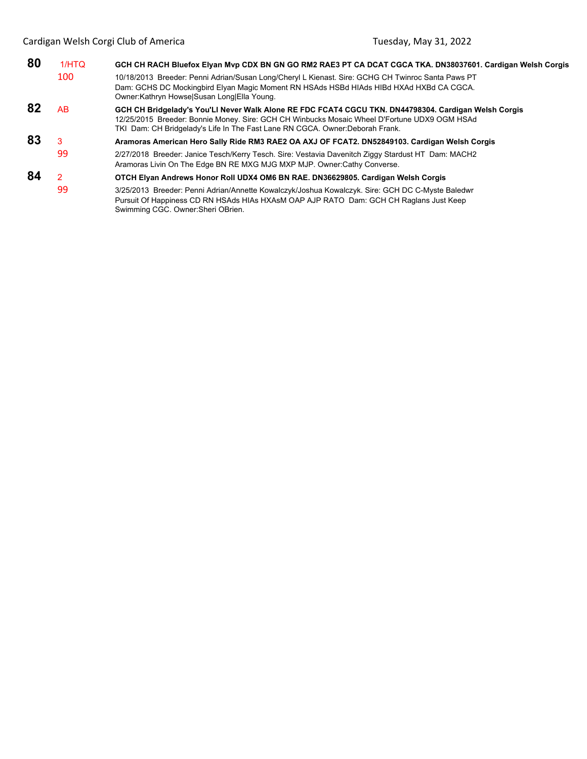**80** 1/HTQ 100

**GCH CH RACH Bluefox Elyan Mvp CDX BN GN GO RM2 RAE3 PT CA DCAT CGCA TKA. DN38037601. Cardigan Welsh Corgis**

10/18/2013 Breeder: Penni Adrian/Susan Long/Cheryl L Kienast. Sire: GCHG CH Twinroc Santa Paws PT Dam: GCHS DC Mockingbird Elyan Magic Moment RN HSAds HSBd HIAds HIBd HXAd HXBd CA CGCA. Owner:Kathryn Howse|Susan Long|Ella Young.

**82** AB

**GCH CH Bridgelady's You'Ll Never Walk Alone RE FDC FCAT4 CGCU TKN. DN44798304. Cardigan Welsh Corgis**

12/25/2015 Breeder: Bonnie Money. Sire: GCH CH Winbucks Mosaic Wheel D'Fortune UDX9 OGM HSAd TKI Dam: CH Bridgelady's Life In The Fast Lane RN CGCA. Owner:Deborah Frank.

**83** 3 99

**Aramoras American Hero Sally Ride RM3 RAE2 OA AXJ OF FCAT2. DN52849103. Cardigan Welsh Corgis**

2/27/2018 Breeder: Janice Tesch/Kerry Tesch. Sire: Vestavia Davenitch Ziggy Stardust HT Dam: MACH2 Aramoras Livin On The Edge BN RE MXG MJG MXP MJP. Owner:Cathy Converse.

**84** 2 99

**OTCH Elyan Andrews Honor Roll UDX4 OM6 BN RAE. DN36629805. Cardigan Welsh Corgis**

3/25/2013 Breeder: Penni Adrian/Annette Kowalczyk/Joshua Kowalczyk. Sire: GCH DC C-Myste Baledwr Pursuit Of Happiness CD RN HSAds HIAs HXAsM OAP AJP RATO Dam: GCH CH Raglans Just Keep Swimming CGC. Owner:Sheri OBrien.